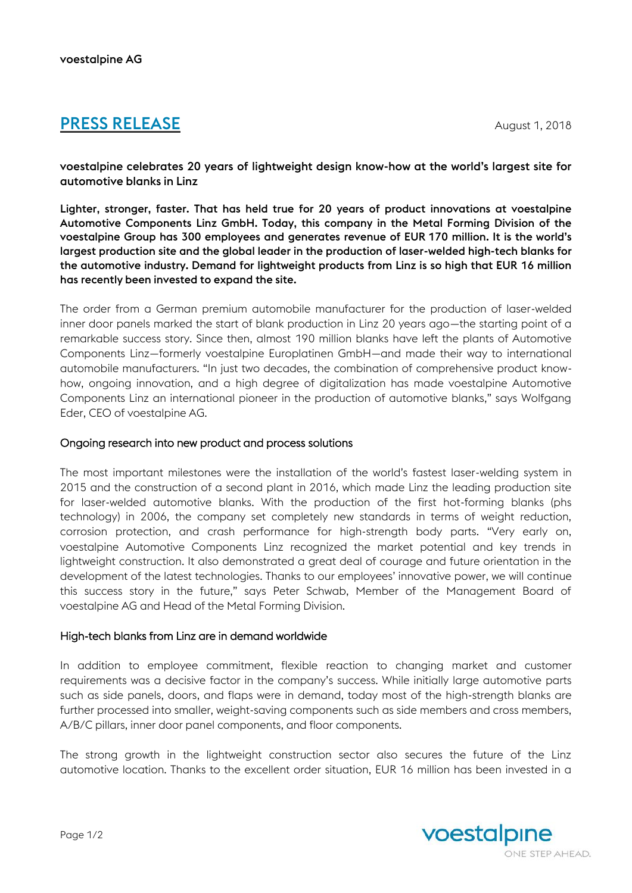voestalpine AG

# PRESS RELEASE

August 1, 2018

**voestalpine celebrates 20 years of lightweight design know-how at the world's largest site for automotive blanks in Linz**

**Lighter, stronger, faster. That has held true for 20 years of product innovations at voestalpine Automotive Components Linz GmbH. Today, this company in the Metal Forming Division of the voestalpine Group has 300 employees and generates revenue of EUR 170 million. It is the world's largest production site and the global leader in the production of laser-welded high-tech blanks for the automotive industry. Demand for lightweight products from Linz is so high that EUR 16 million has recently been invested to expand the site.**

The order from a German premium automobile manufacturer for the production of laser-welded inner door panels marked the start of blank production in Linz 20 years ago—the starting point of a remarkable success story. Since then, almost 190 million blanks have left the plants of Automotive Components Linz—formerly voestalpine Europlatinen GmbH—and made their way to international automobile manufacturers. "In just two decades, the combination of comprehensive product know-how, ongoing innovation, and a high degree of digitalization has made voestalpine Automotive Components Linz an international pioneer in the production of automotive blanks," says Wolfgang Eder, CEO of voestalpine AG.

## Ongoing research into new product and process solutions

The most important milestones were the installation of the world's fastest laser-welding system in 2015 and the construction of a second plant in 2016, which made Linz the leading production site for laser-welded automotive blanks. With the production of the first hot-forming blanks (phs technology) in 2006, the company set completely new standards in terms of weight reduction, corrosion protection, and crash performance for high-strength body parts. "Very early on, voestalpine Automotive Components Linz recognized the market potential and key trends in lightweight construction. It also demonstrated a great deal of courage and future orientation in the development of the latest technologies. Thanks to our employees' innovative power, we will continue this success story in the future," says Peter Schwab, Member of the Management Board of voestalpine AG and Head of the Metal Forming Division.

## High-tech blanks from Linz are in demand worldwide

In addition to employee commitment, flexible reaction to changing market and customer requirements was a decisive factor in the company's success. While initially large automotive parts such as side panels, doors, and flaps were in demand, today most of the high-strength blanks are further processed into smaller, weight-saving components such as side members and cross members, A/B/C pillars, inner door panel components, and floor components.

The strong growth in the lightweight construction sector also secures the future of the Linz automotive location. Thanks to the excellent order situation, EUR 16 million has been invested in a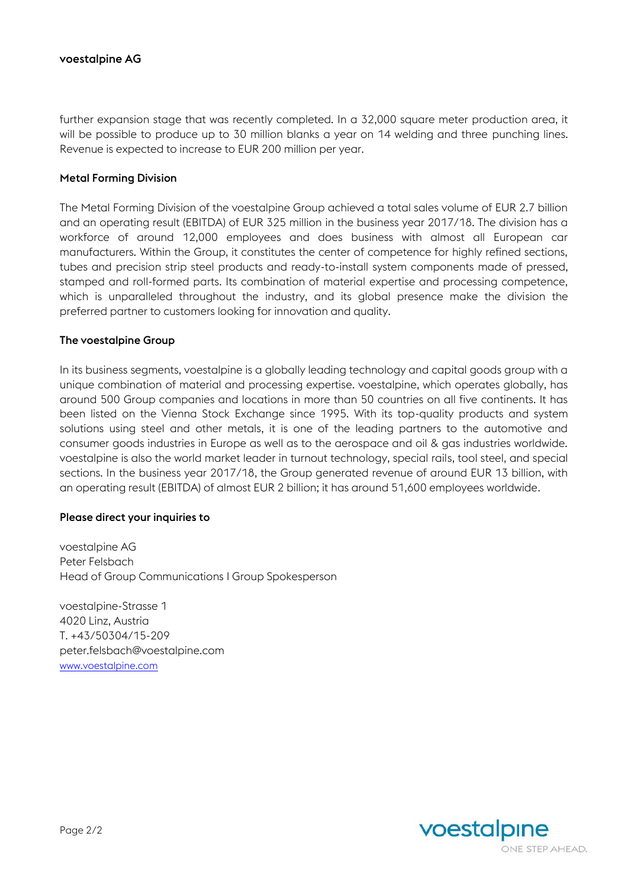further expansion stage that was recently completed. In a 32,000 square meter production area, it will be possible to produce up to 30 million blanks a year on 14 welding and three punching lines. Revenue is expected to increase to EUR 200 million per year.

## Metal Forming Division

The Metal Forming Division of the voestalpine Group achieved a total sales volume of EUR 2.7 billion and an operating result (EBITDA) of EUR 325 million in the business year 2017/18. The division has a workforce of around 12,000 employees and does business with almost all European car manufacturers. Within the Group, it constitutes the center of competence for highly refined sections, tubes and precision strip steel products and ready-to-install system components made of pressed, stamped and roll-formed parts. Its combination of material expertise and processing competence, which is unparalleled throughout the industry, and its global presence make the division the preferred partner to customers looking for innovation and quality.

## The voestalpine Group

In its business segments, voestalpine is a globally leading technology and capital goods group with a unique combination of material and processing expertise. voestalpine, which operates globally, has around 500 Group companies and locations in more than 50 countries on all five continents. It has been listed on the Vienna Stock Exchange since 1995. With its top-quality products and system solutions using steel and other metals, it is one of the leading partners to the automotive and consumer goods industries in Europe as well as to the aerospace and oil & gas industries worldwide. voestalpine is also the world market leader in turnout technology, special rails, tool steel, and special sections. In the business year 2017/18, the Group generated revenue of around EUR 13 billion, with an operating result (EBITDA) of almost EUR 2 billion; it has around 51,600 employees worldwide.

## Please direct your inquiries to

voestalpine AG
Peter Felsbach
Head of Group Communications I Group Spokesperson

voestalpine-Strasse 1
4020 Linz, Austria
T. +43/50304/15-209
peter.felsbach@voestalpine.com
www.voestalpine.com

voestalpine
ONE STEP AHEAD.